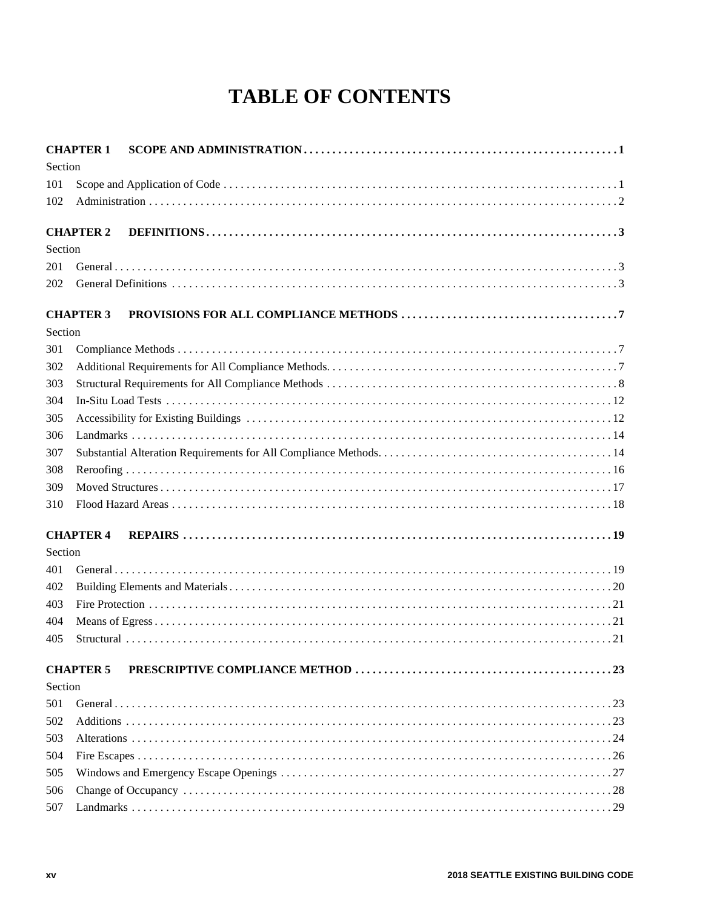# TABLE OF CONTENTS

**CHAPTER 1 SCOPE AND ADMINISTRATION . . . . . . . . . . 1**

Section

101 Scope and Application of Code . . . . . . . . . . 1

102 Administration . . . . . . . . . . 2

**CHAPTER 2 DEFINITIONS . . . . . . . . . . 3**

Section

201 General . . . . . . . . . . 3

202 General Definitions . . . . . . . . . . 3

**CHAPTER 3 PROVISIONS FOR ALL COMPLIANCE METHODS . . . . . . . . . . 7**

Section

301 Compliance Methods . . . . . . . . . . 7

302 Additional Requirements for All Compliance Methods. . . . . . . . . . . 7

303 Structural Requirements for All Compliance Methods . . . . . . . . . . 8

304 In-Situ Load Tests . . . . . . . . . . 12

305 Accessibility for Existing Buildings . . . . . . . . . . 12

306 Landmarks . . . . . . . . . . 14

307 Substantial Alteration Requirements for All Compliance Methods. . . . . . . . . . . 14

308 Reroofing . . . . . . . . . . 16

309 Moved Structures . . . . . . . . . . 17

310 Flood Hazard Areas . . . . . . . . . . 18

**CHAPTER 4 REPAIRS . . . . . . . . . . 19**

Section

401 General . . . . . . . . . . 19

402 Building Elements and Materials . . . . . . . . . . 20

403 Fire Protection . . . . . . . . . . 21

404 Means of Egress . . . . . . . . . . 21

405 Structural . . . . . . . . . . 21

**CHAPTER 5 PRESCRIPTIVE COMPLIANCE METHOD . . . . . . . . . . 23**

Section

501 General . . . . . . . . . . 23

502 Additions . . . . . . . . . . 23

503 Alterations . . . . . . . . . . 24

504 Fire Escapes . . . . . . . . . . 26

505 Windows and Emergency Escape Openings . . . . . . . . . . 27

506 Change of Occupancy . . . . . . . . . . 28

507 Landmarks . . . . . . . . . . 29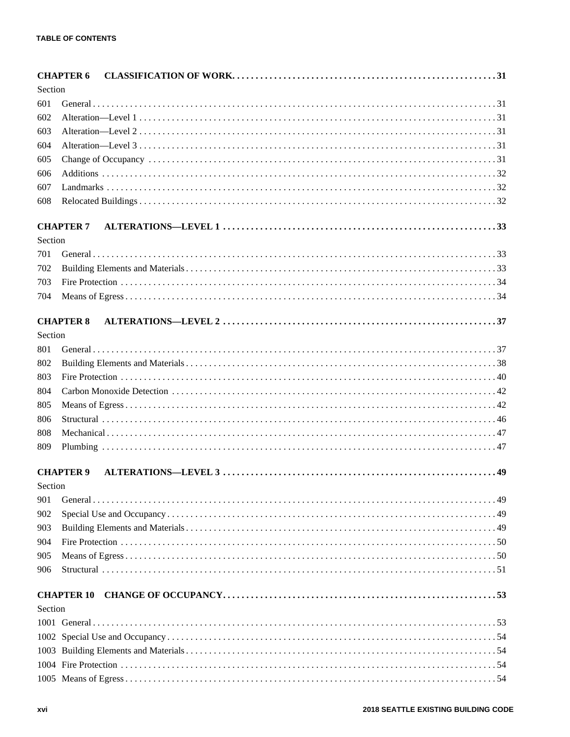**CHAPTER 6 CLASSIFICATION OF WORK. . . . . . . . . . 31**

Section

601 General . . . . . . . . . . 31

602 Alteration—Level 1 . . . . . . . . . . 31

603 Alteration—Level 2 . . . . . . . . . . 31

604 Alteration—Level 3 . . . . . . . . . . 31

605 Change of Occupancy . . . . . . . . . . 31

606 Additions . . . . . . . . . . 32

607 Landmarks . . . . . . . . . . 32

608 Relocated Buildings . . . . . . . . . . 32

**CHAPTER 7 ALTERATIONS—LEVEL 1 . . . . . . . . . . 33**

Section

701 General . . . . . . . . . . 33

702 Building Elements and Materials . . . . . . . . . . 33

703 Fire Protection . . . . . . . . . . 34

704 Means of Egress . . . . . . . . . . 34

**CHAPTER 8 ALTERATIONS—LEVEL 2 . . . . . . . . . . 37**

Section

801 General . . . . . . . . . . 37

802 Building Elements and Materials . . . . . . . . . . 38

803 Fire Protection . . . . . . . . . . 40

804 Carbon Monoxide Detection . . . . . . . . . . 42

805 Means of Egress . . . . . . . . . . 42

806 Structural . . . . . . . . . . 46

808 Mechanical . . . . . . . . . . 47

809 Plumbing . . . . . . . . . . 47

**CHAPTER 9 ALTERATIONS—LEVEL 3 . . . . . . . . . . 49**

Section

901 General . . . . . . . . . . 49

902 Special Use and Occupancy . . . . . . . . . . 49

903 Building Elements and Materials . . . . . . . . . . 49

904 Fire Protection . . . . . . . . . . 50

905 Means of Egress . . . . . . . . . . 50

906 Structural . . . . . . . . . . 51

**CHAPTER 10 CHANGE OF OCCUPANCY . . . . . . . . . . 53**

Section

1001 General . . . . . . . . . . 53

1002 Special Use and Occupancy . . . . . . . . . . 54

1003 Building Elements and Materials . . . . . . . . . . 54

1004 Fire Protection . . . . . . . . . . 54

1005 Means of Egress . . . . . . . . . . 54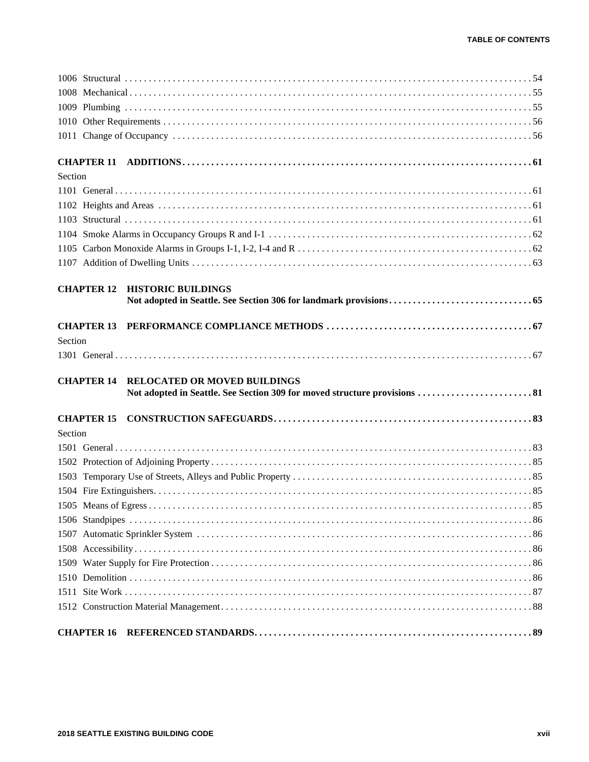1006 Structural . . . . . . . . . . . . 54
1008 Mechanical . . . . . . . . . . . . 55
1009 Plumbing . . . . . . . . . . . . 55
1010 Other Requirements . . . . . . . . . . . . 56
1011 Change of Occupancy . . . . . . . . . . . . 56

**CHAPTER 11 ADDITIONS . . . . . . . . . . . . 61**

Section

1101 General . . . . . . . . . . . . 61
1102 Heights and Areas . . . . . . . . . . . . 61
1103 Structural . . . . . . . . . . . . 61
1104 Smoke Alarms in Occupancy Groups R and I-1 . . . . . . . . . . . . 62
1105 Carbon Monoxide Alarms in Groups I-1, I-2, I-4 and R . . . . . . . . . . . . 62
1107 Addition of Dwelling Units . . . . . . . . . . . . 63

**CHAPTER 12 HISTORIC BUILDINGS**
**Not adopted in Seattle. See Section 306 for landmark provisions . . . . . . . . . . . . 65**

**CHAPTER 13 PERFORMANCE COMPLIANCE METHODS . . . . . . . . . . . . 67**

Section

1301 General . . . . . . . . . . . . 67

**CHAPTER 14 RELOCATED OR MOVED BUILDINGS**
**Not adopted in Seattle. See Section 309 for moved structure provisions . . . . . . . . . . . . 81**

**CHAPTER 15 CONSTRUCTION SAFEGUARDS . . . . . . . . . . . . 83**

Section

1501 General . . . . . . . . . . . . 83
1502 Protection of Adjoining Property . . . . . . . . . . . . 85
1503 Temporary Use of Streets, Alleys and Public Property . . . . . . . . . . . . 85
1504 Fire Extinguishers . . . . . . . . . . . . 85
1505 Means of Egress . . . . . . . . . . . . 85
1506 Standpipes . . . . . . . . . . . . 86
1507 Automatic Sprinkler System . . . . . . . . . . . . 86
1508 Accessibility . . . . . . . . . . . . 86
1509 Water Supply for Fire Protection . . . . . . . . . . . . 86
1510 Demolition . . . . . . . . . . . . 86
1511 Site Work . . . . . . . . . . . . 87
1512 Construction Material Management . . . . . . . . . . . . 88

**CHAPTER 16 REFERENCED STANDARDS . . . . . . . . . . . . 89**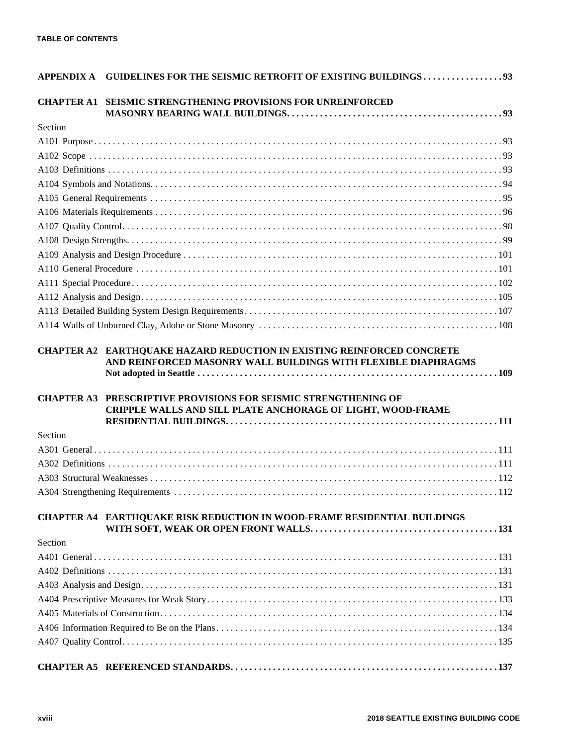**APPENDIX A GUIDELINES FOR THE SEISMIC RETROFIT OF EXISTING BUILDINGS . . . . . . . . . . . . . . . . 93**

**CHAPTER A1 SEISMIC STRENGTHENING PROVISIONS FOR UNREINFORCED MASONRY BEARING WALL BUILDINGS . . . . . . . . . . . . . . . . . . . . . . . . . . . . . . . . . . . . . . . . . . . . 93**

Section

A101 Purpose . . . . . . . . . . . . . . . . . . . . . . . . . . . . . . . . . . . . . . . . . . . . . . . . . . . . . . . . . . . . . . . . . . . . . . . . . . . . 93

A102 Scope . . . . . . . . . . . . . . . . . . . . . . . . . . . . . . . . . . . . . . . . . . . . . . . . . . . . . . . . . . . . . . . . . . . . . . . . . . . . . . 93

A103 Definitions . . . . . . . . . . . . . . . . . . . . . . . . . . . . . . . . . . . . . . . . . . . . . . . . . . . . . . . . . . . . . . . . . . . . . . . . . . 93

A104 Symbols and Notations . . . . . . . . . . . . . . . . . . . . . . . . . . . . . . . . . . . . . . . . . . . . . . . . . . . . . . . . . . . . . . . . 94

A105 General Requirements . . . . . . . . . . . . . . . . . . . . . . . . . . . . . . . . . . . . . . . . . . . . . . . . . . . . . . . . . . . . . . . . 95

A106 Materials Requirements . . . . . . . . . . . . . . . . . . . . . . . . . . . . . . . . . . . . . . . . . . . . . . . . . . . . . . . . . . . . . . . 96

A107 Quality Control . . . . . . . . . . . . . . . . . . . . . . . . . . . . . . . . . . . . . . . . . . . . . . . . . . . . . . . . . . . . . . . . . . . . . . . 98

A108 Design Strengths . . . . . . . . . . . . . . . . . . . . . . . . . . . . . . . . . . . . . . . . . . . . . . . . . . . . . . . . . . . . . . . . . . . . . 99

A109 Analysis and Design Procedure . . . . . . . . . . . . . . . . . . . . . . . . . . . . . . . . . . . . . . . . . . . . . . . . . . . . . . . . 101

A110 General Procedure . . . . . . . . . . . . . . . . . . . . . . . . . . . . . . . . . . . . . . . . . . . . . . . . . . . . . . . . . . . . . . . . . . . 101

A111 Special Procedure . . . . . . . . . . . . . . . . . . . . . . . . . . . . . . . . . . . . . . . . . . . . . . . . . . . . . . . . . . . . . . . . . . . . 102

A112 Analysis and Design . . . . . . . . . . . . . . . . . . . . . . . . . . . . . . . . . . . . . . . . . . . . . . . . . . . . . . . . . . . . . . . . . . 105

A113 Detailed Building System Design Requirements . . . . . . . . . . . . . . . . . . . . . . . . . . . . . . . . . . . . . . . . . . . 107

A114 Walls of Unburned Clay, Adobe or Stone Masonry . . . . . . . . . . . . . . . . . . . . . . . . . . . . . . . . . . . . . . . . . 108

**CHAPTER A2 EARTHQUAKE HAZARD REDUCTION IN EXISTING REINFORCED CONCRETE AND REINFORCED MASONRY WALL BUILDINGS WITH FLEXIBLE DIAPHRAGMS Not adopted in Seattle . . . . . . . . . . . . . . . . . . . . . . . . . . . . . . . . . . . . . . . . . . . . . . . . . . . . . . . . 109**

**CHAPTER A3 PRESCRIPTIVE PROVISIONS FOR SEISMIC STRENGTHENING OF CRIPPLE WALLS AND SILL PLATE ANCHORAGE OF LIGHT, WOOD-FRAME RESIDENTIAL BUILDINGS . . . . . . . . . . . . . . . . . . . . . . . . . . . . . . . . . . . . . . . . . . . . . . . . . . . . . 111**

Section

A301 General . . . . . . . . . . . . . . . . . . . . . . . . . . . . . . . . . . . . . . . . . . . . . . . . . . . . . . . . . . . . . . . . . . . . . . . . . . . . 111

A302 Definitions . . . . . . . . . . . . . . . . . . . . . . . . . . . . . . . . . . . . . . . . . . . . . . . . . . . . . . . . . . . . . . . . . . . . . . . . . . 111

A303 Structural Weaknesses . . . . . . . . . . . . . . . . . . . . . . . . . . . . . . . . . . . . . . . . . . . . . . . . . . . . . . . . . . . . . . . 112

A304 Strengthening Requirements . . . . . . . . . . . . . . . . . . . . . . . . . . . . . . . . . . . . . . . . . . . . . . . . . . . . . . . . . . 112

**CHAPTER A4 EARTHQUAKE RISK REDUCTION IN WOOD-FRAME RESIDENTIAL BUILDINGS WITH SOFT, WEAK OR OPEN FRONT WALLS . . . . . . . . . . . . . . . . . . . . . . . . . . . . . . . . . . . . . . . 131**

Section

A401 General . . . . . . . . . . . . . . . . . . . . . . . . . . . . . . . . . . . . . . . . . . . . . . . . . . . . . . . . . . . . . . . . . . . . . . . . . . . . 131

A402 Definitions . . . . . . . . . . . . . . . . . . . . . . . . . . . . . . . . . . . . . . . . . . . . . . . . . . . . . . . . . . . . . . . . . . . . . . . . . . 131

A403 Analysis and Design . . . . . . . . . . . . . . . . . . . . . . . . . . . . . . . . . . . . . . . . . . . . . . . . . . . . . . . . . . . . . . . . . . 131

A404 Prescriptive Measures for Weak Story . . . . . . . . . . . . . . . . . . . . . . . . . . . . . . . . . . . . . . . . . . . . . . . . . . . 133

A405 Materials of Construction . . . . . . . . . . . . . . . . . . . . . . . . . . . . . . . . . . . . . . . . . . . . . . . . . . . . . . . . . . . . . 134

A406 Information Required to Be on the Plans . . . . . . . . . . . . . . . . . . . . . . . . . . . . . . . . . . . . . . . . . . . . . . . . . 134

A407 Quality Control . . . . . . . . . . . . . . . . . . . . . . . . . . . . . . . . . . . . . . . . . . . . . . . . . . . . . . . . . . . . . . . . . . . . . . 135

**CHAPTER A5 REFERENCED STANDARDS . . . . . . . . . . . . . . . . . . . . . . . . . . . . . . . . . . . . . . . . . . . . . . . . . . . . . 137**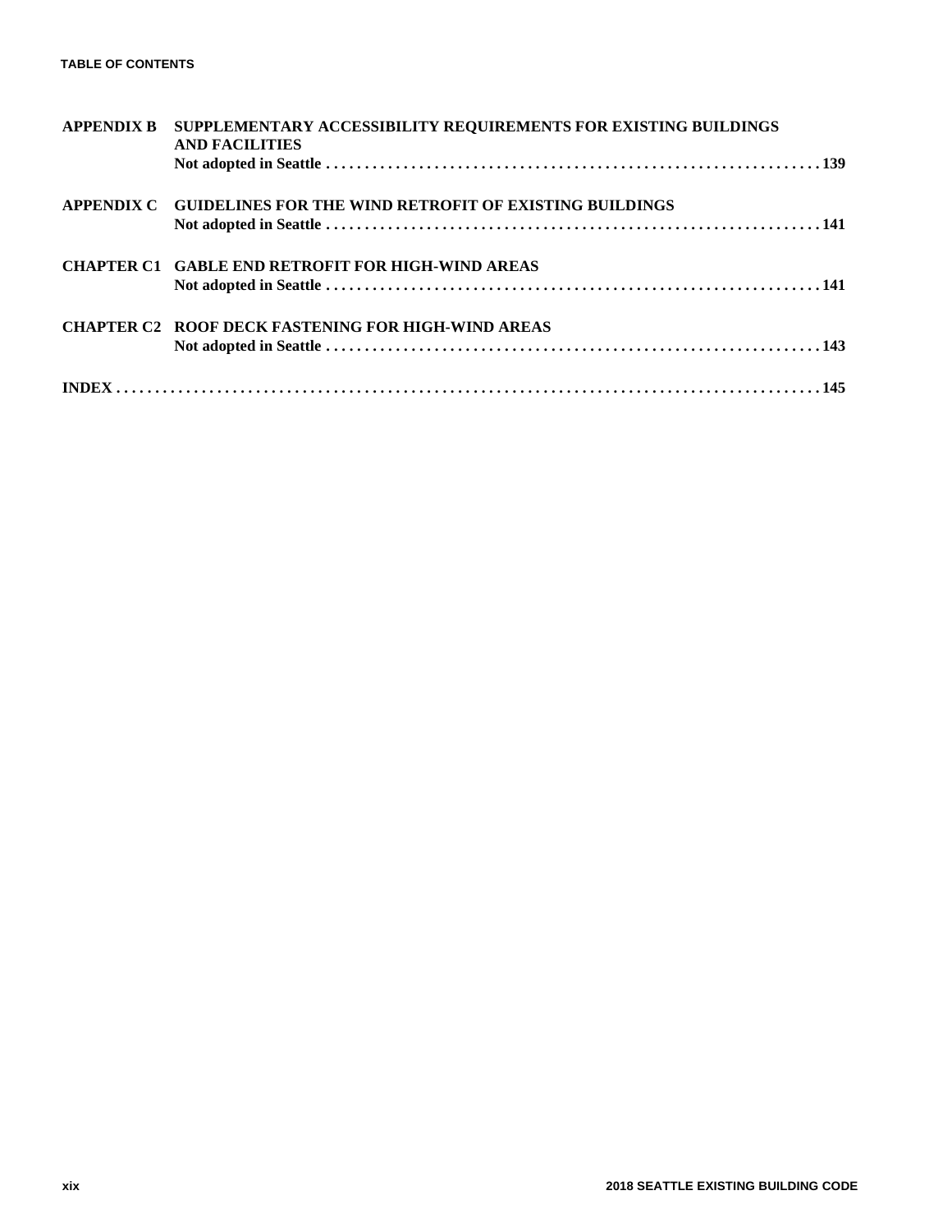**APPENDIX B SUPPLEMENTARY ACCESSIBILITY REQUIREMENTS FOR EXISTING BUILDINGS AND FACILITIES**
**Not adopted in Seattle . . . . . . . . . . . . . . . . . . . . . . . . . . . . . . . . . . . . . . . . . . . . . . . . . . . . . . . . . . . . . . 139**

**APPENDIX C GUIDELINES FOR THE WIND RETROFIT OF EXISTING BUILDINGS**
**Not adopted in Seattle . . . . . . . . . . . . . . . . . . . . . . . . . . . . . . . . . . . . . . . . . . . . . . . . . . . . . . . . . . . . . . 141**

**CHAPTER C1 GABLE END RETROFIT FOR HIGH-WIND AREAS**
**Not adopted in Seattle . . . . . . . . . . . . . . . . . . . . . . . . . . . . . . . . . . . . . . . . . . . . . . . . . . . . . . . . . . . . . . 141**

**CHAPTER C2 ROOF DECK FASTENING FOR HIGH-WIND AREAS**
**Not adopted in Seattle . . . . . . . . . . . . . . . . . . . . . . . . . . . . . . . . . . . . . . . . . . . . . . . . . . . . . . . . . . . . . . 143**

**INDEX . . . . . . . . . . . . . . . . . . . . . . . . . . . . . . . . . . . . . . . . . . . . . . . . . . . . . . . . . . . . . . . . . . . . . . . . . . . . . . . 145**